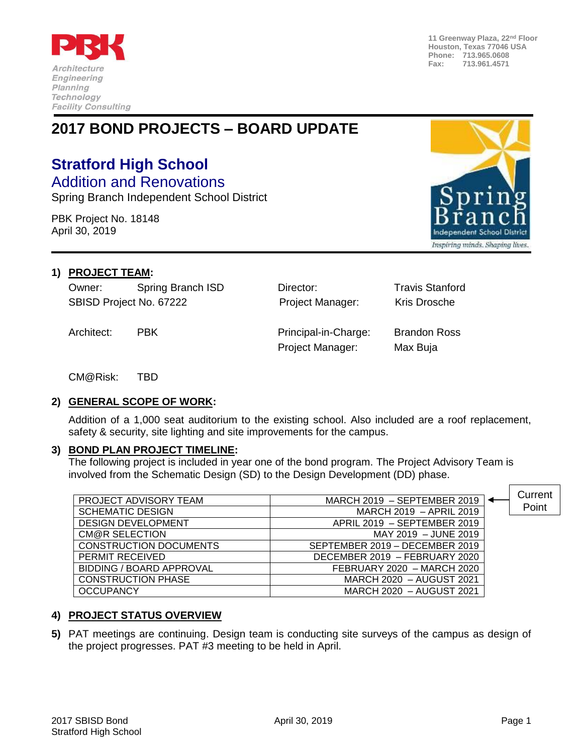PBK

*Architecture*
*Engineering*
*Planning*
*Technology*
*Facility Consulting*

11 Greenway Plaza, 22nd Floor
Houston, Texas 77046 USA
Phone: 713.965.0608
Fax: 713.961.4571

# 2017 BOND PROJECTS – BOARD UPDATE

## Stratford High School

### Addition and Renovations

Spring Branch Independent School District

PBK Project No. 18148
April 30, 2019

Spring Branch Independent School District
*Inspiring minds. Shaping lives.*

**1) PROJECT TEAM:**

| | | | |
|---|---|---|---|
| Owner: | Spring Branch ISD | Director: | Travis Stanford |
| SBISD Project No. 67222 | | Project Manager: | Kris Drosche |
| Architect: | PBK | Principal-in-Charge: | Brandon Ross |
| | | Project Manager: | Max Buja |
| CM@Risk: | TBD | | |

**2) GENERAL SCOPE OF WORK:**

Addition of a 1,000 seat auditorium to the existing school. Also included are a roof replacement, safety & security, site lighting and site improvements for the campus.

**3) BOND PLAN PROJECT TIMELINE:**

The following project is included in year one of the bond program. The Project Advisory Team is involved from the Schematic Design (SD) to the Design Development (DD) phase.

| | | |
|---|---|---|
| PROJECT ADVISORY TEAM | MARCH 2019 – SEPTEMBER 2019 | ← Current Point |
| SCHEMATIC DESIGN | MARCH 2019 – APRIL 2019 | |
| DESIGN DEVELOPMENT | APRIL 2019 – SEPTEMBER 2019 | |
| CM@R SELECTION | MAY 2019 – JUNE 2019 | |
| CONSTRUCTION DOCUMENTS | SEPTEMBER 2019 – DECEMBER 2019 | |
| PERMIT RECEIVED | DECEMBER 2019 – FEBRUARY 2020 | |
| BIDDING / BOARD APPROVAL | FEBRUARY 2020 – MARCH 2020 | |
| CONSTRUCTION PHASE | MARCH 2020 – AUGUST 2021 | |
| OCCUPANCY | MARCH 2020 – AUGUST 2021 | |

**4) PROJECT STATUS OVERVIEW**

**5)** PAT meetings are continuing. Design team is conducting site surveys of the campus as design of the project progresses. PAT #3 meeting to be held in April.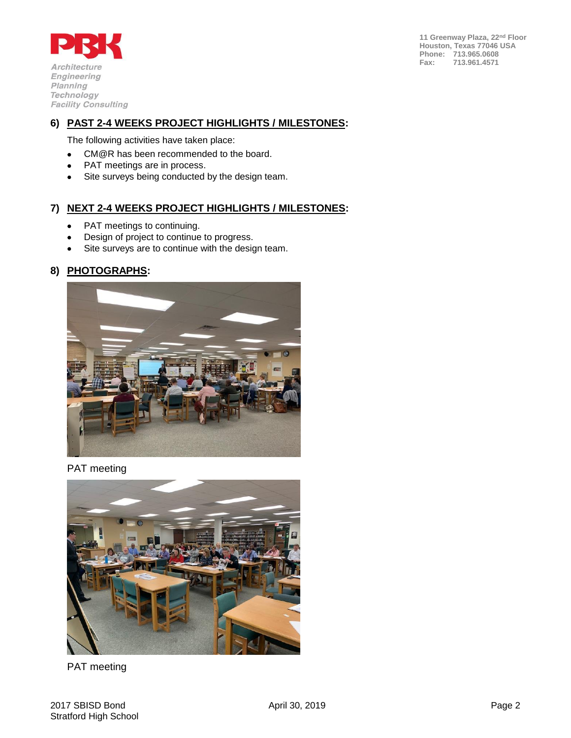## 6) PAST 2-4 WEEKS PROJECT HIGHLIGHTS / MILESTONES:

The following activities have taken place:

- CM@R has been recommended to the board.
- PAT meetings are in process.
- Site surveys being conducted by the design team.

## 7) NEXT 2-4 WEEKS PROJECT HIGHLIGHTS / MILESTONES:

- PAT meetings to continuing.
- Design of project to continue to progress.
- Site surveys are to continue with the design team.

## 8) PHOTOGRAPHS:

PAT meeting

PAT meeting